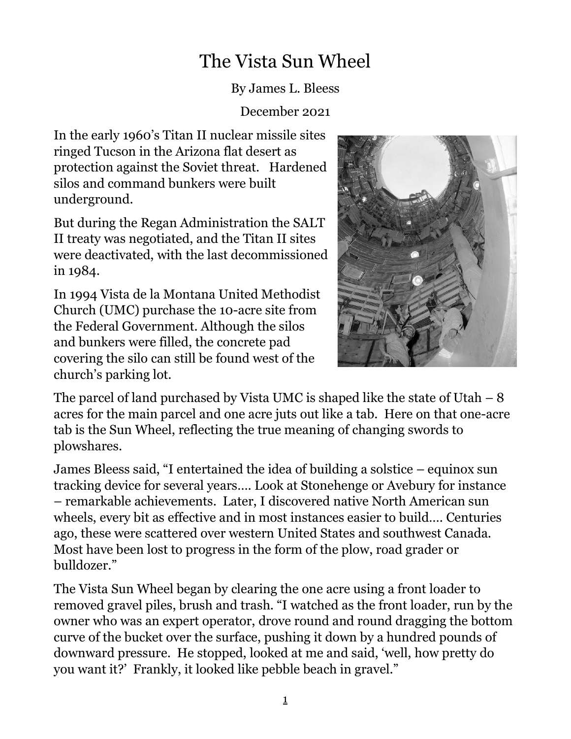# The Vista Sun Wheel

By James L. Bleess

December 2021

In the early 1960's Titan II nuclear missile sites ringed Tucson in the Arizona flat desert as protection against the Soviet threat. Hardened silos and command bunkers were built underground.

But during the Regan Administration the SALT II treaty was negotiated, and the Titan II sites were deactivated, with the last decommissioned in 1984.

In 1994 Vista de la Montana United Methodist Church (UMC) purchase the 10-acre site from the Federal Government. Although the silos and bunkers were filled, the concrete pad covering the silo can still be found west of the church's parking lot.

The parcel of land purchased by Vista UMC is shaped like the state of Utah – 8 acres for the main parcel and one acre juts out like a tab. Here on that one-acre tab is the Sun Wheel, reflecting the true meaning of changing swords to plowshares.

James Bleess said, "I entertained the idea of building a solstice – equinox sun tracking device for several years…. Look at Stonehenge or Avebury for instance – remarkable achievements. Later, I discovered native North American sun wheels, every bit as effective and in most instances easier to build…. Centuries ago, these were scattered over western United States and southwest Canada. Most have been lost to progress in the form of the plow, road grader or bulldozer."

The Vista Sun Wheel began by clearing the one acre using a front loader to removed gravel piles, brush and trash. "I watched as the front loader, run by the owner who was an expert operator, drove round and round dragging the bottom curve of the bucket over the surface, pushing it down by a hundred pounds of downward pressure. He stopped, looked at me and said, 'well, how pretty do you want it?' Frankly, it looked like pebble beach in gravel."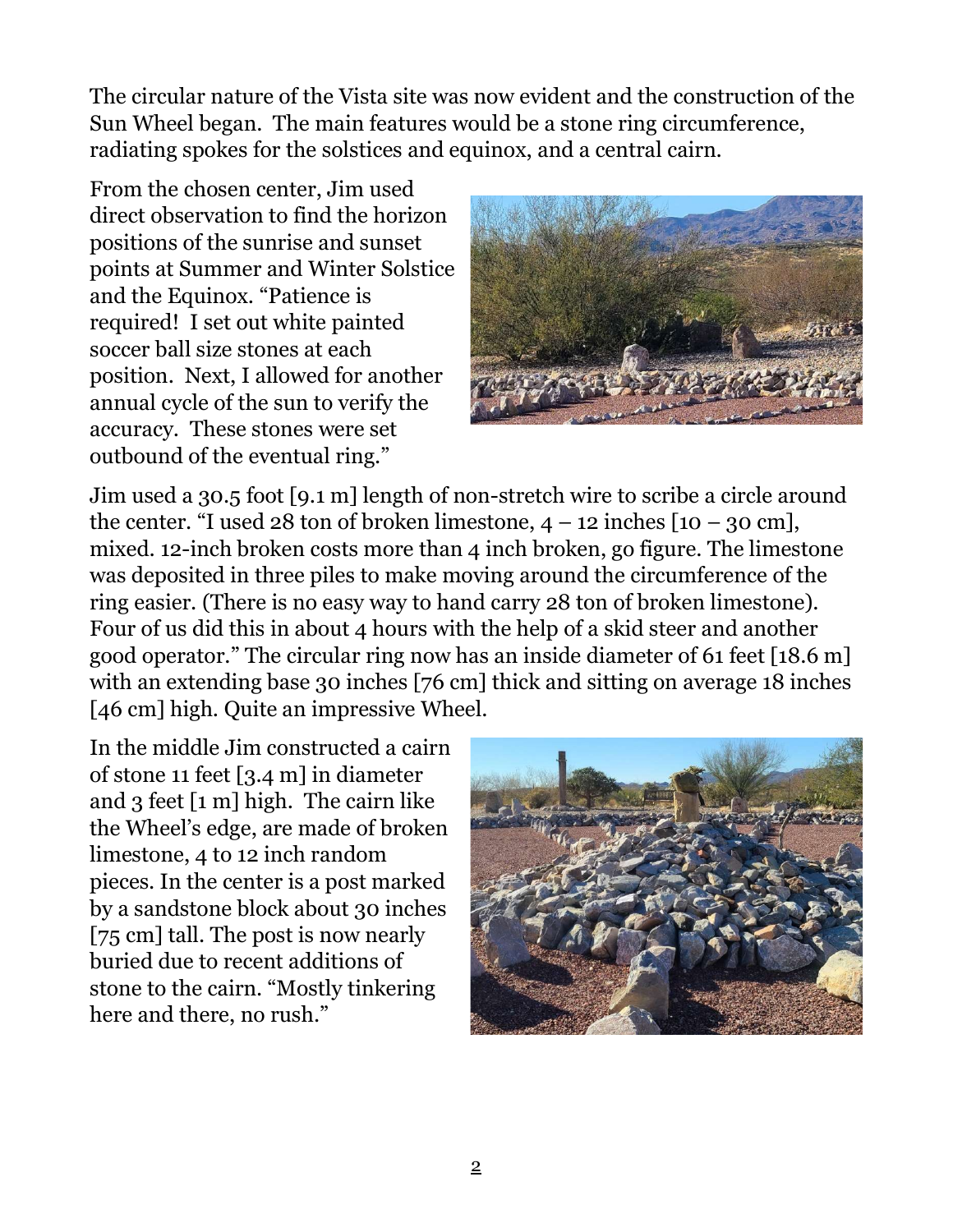The circular nature of the Vista site was now evident and the construction of the Sun Wheel began. The main features would be a stone ring circumference, radiating spokes for the solstices and equinox, and a central cairn.

From the chosen center, Jim used direct observation to find the horizon positions of the sunrise and sunset points at Summer and Winter Solstice and the Equinox. "Patience is required! I set out white painted soccer ball size stones at each position. Next, I allowed for another annual cycle of the sun to verify the accuracy. These stones were set outbound of the eventual ring."

Jim used a 30.5 foot [9.1 m] length of non-stretch wire to scribe a circle around the center. "I used 28 ton of broken limestone, 4 – 12 inches [10 – 30 cm], mixed. 12-inch broken costs more than 4 inch broken, go figure. The limestone was deposited in three piles to make moving around the circumference of the ring easier. (There is no easy way to hand carry 28 ton of broken limestone). Four of us did this in about 4 hours with the help of a skid steer and another good operator." The circular ring now has an inside diameter of 61 feet [18.6 m] with an extending base 30 inches [76 cm] thick and sitting on average 18 inches [46 cm] high. Quite an impressive Wheel.

In the middle Jim constructed a cairn of stone 11 feet [3.4 m] in diameter and 3 feet [1 m] high. The cairn like the Wheel's edge, are made of broken limestone, 4 to 12 inch random pieces. In the center is a post marked by a sandstone block about 30 inches [75 cm] tall. The post is now nearly buried due to recent additions of stone to the cairn. "Mostly tinkering here and there, no rush."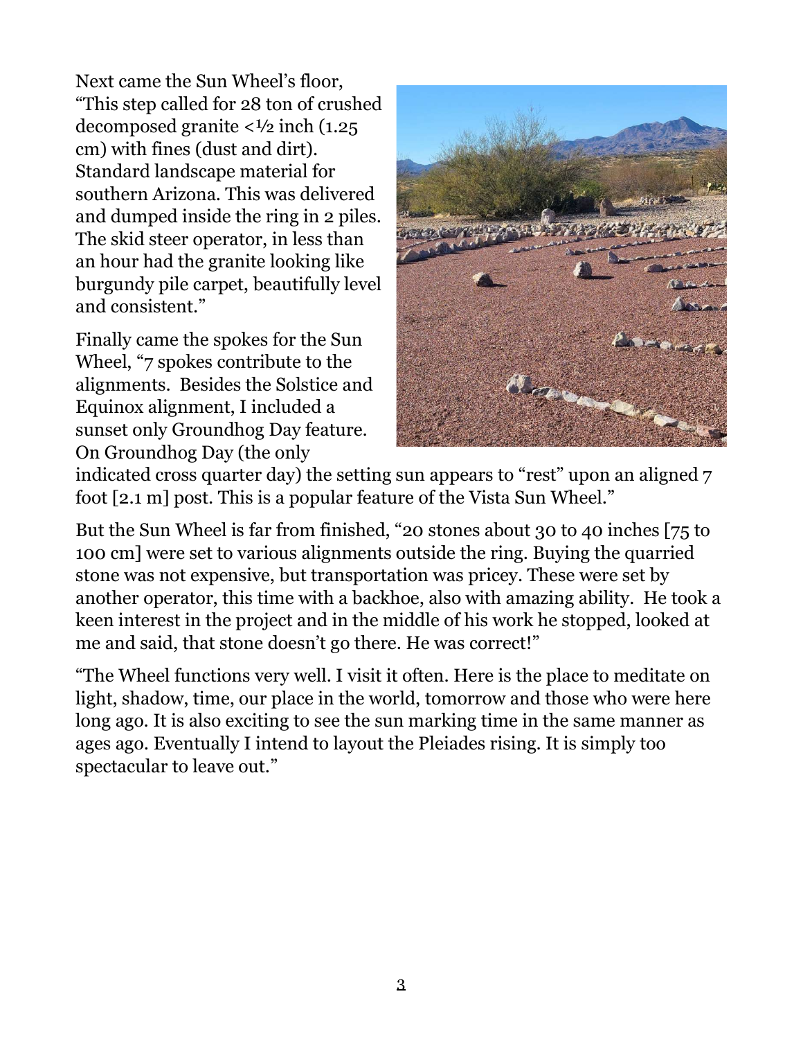Next came the Sun Wheel's floor, "This step called for 28 ton of crushed decomposed granite <½ inch (1.25 cm) with fines (dust and dirt). Standard landscape material for southern Arizona. This was delivered and dumped inside the ring in 2 piles. The skid steer operator, in less than an hour had the granite looking like burgundy pile carpet, beautifully level and consistent."

Finally came the spokes for the Sun Wheel, "7 spokes contribute to the alignments. Besides the Solstice and Equinox alignment, I included a sunset only Groundhog Day feature. On Groundhog Day (the only indicated cross quarter day) the setting sun appears to "rest" upon an aligned 7 foot [2.1 m] post. This is a popular feature of the Vista Sun Wheel."

But the Sun Wheel is far from finished, "20 stones about 30 to 40 inches [75 to 100 cm] were set to various alignments outside the ring. Buying the quarried stone was not expensive, but transportation was pricey. These were set by another operator, this time with a backhoe, also with amazing ability. He took a keen interest in the project and in the middle of his work he stopped, looked at me and said, that stone doesn't go there. He was correct!"

"The Wheel functions very well. I visit it often. Here is the place to meditate on light, shadow, time, our place in the world, tomorrow and those who were here long ago. It is also exciting to see the sun marking time in the same manner as ages ago. Eventually I intend to layout the Pleiades rising. It is simply too spectacular to leave out."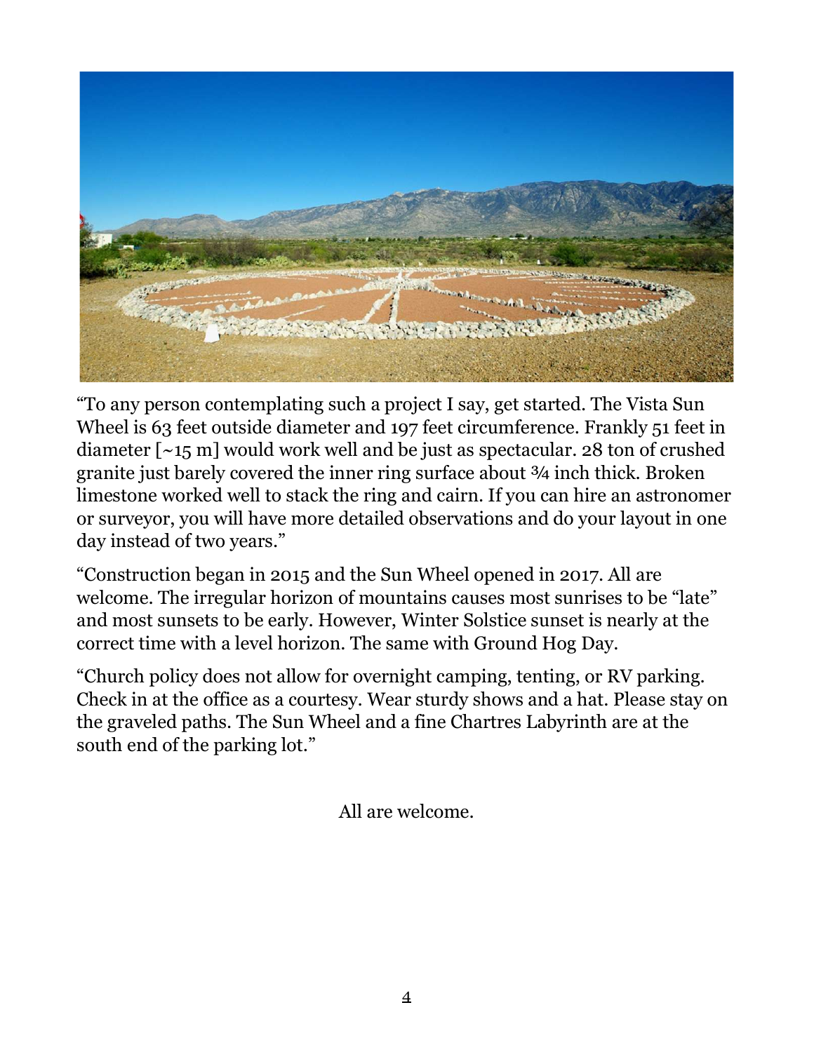"To any person contemplating such a project I say, get started. The Vista Sun Wheel is 63 feet outside diameter and 197 feet circumference. Frankly 51 feet in diameter [~15 m] would work well and be just as spectacular. 28 ton of crushed granite just barely covered the inner ring surface about ¾ inch thick. Broken limestone worked well to stack the ring and cairn. If you can hire an astronomer or surveyor, you will have more detailed observations and do your layout in one day instead of two years."

"Construction began in 2015 and the Sun Wheel opened in 2017. All are welcome. The irregular horizon of mountains causes most sunrises to be "late" and most sunsets to be early. However, Winter Solstice sunset is nearly at the correct time with a level horizon. The same with Ground Hog Day.

"Church policy does not allow for overnight camping, tenting, or RV parking. Check in at the office as a courtesy. Wear sturdy shows and a hat. Please stay on the graveled paths. The Sun Wheel and a fine Chartres Labyrinth are at the south end of the parking lot."

All are welcome.